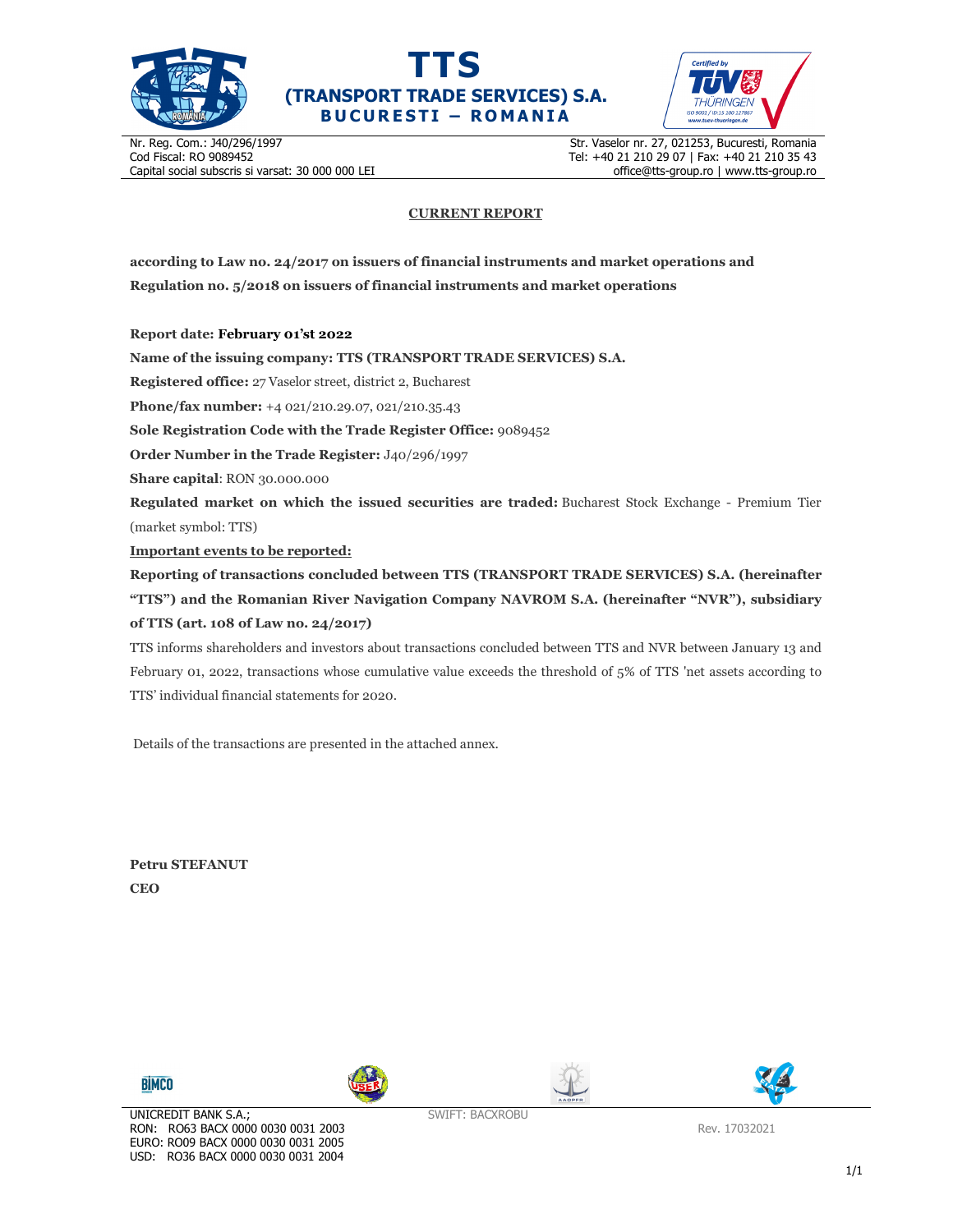# TTS
## (TRANSPORT TRADE SERVICES) S.A.
**BUCURESTI – ROMANIA**

Nr. Reg. Com.: J40/296/1997
Cod Fiscal: RO 9089452
Capital social subscris si varsat: 30 000 000 LEI

Str. Vaselor nr. 27, 021253, Bucuresti, Romania
Tel: +40 21 210 29 07 | Fax: +40 21 210 35 43
office@tts-group.ro | www.tts-group.ro

**CURRENT REPORT**

**according to Law no. 24/2017 on issuers of financial instruments and market operations and Regulation no. 5/2018 on issuers of financial instruments and market operations**

**Report date: February 01'st 2022**

**Name of the issuing company: TTS (TRANSPORT TRADE SERVICES) S.A.**

**Registered office:** 27 Vaselor street, district 2, Bucharest

**Phone/fax number:** +4 021/210.29.07, 021/210.35.43

**Sole Registration Code with the Trade Register Office:** 9089452

**Order Number in the Trade Register:** J40/296/1997

**Share capital**: RON 30.000.000

**Regulated market on which the issued securities are traded:** Bucharest Stock Exchange - Premium Tier (market symbol: TTS)

**Important events to be reported:**

**Reporting of transactions concluded between TTS (TRANSPORT TRADE SERVICES) S.A. (hereinafter "TTS") and the Romanian River Navigation Company NAVROM S.A. (hereinafter "NVR"), subsidiary of TTS (art. 108 of Law no. 24/2017)**

TTS informs shareholders and investors about transactions concluded between TTS and NVR between January 13 and February 01, 2022, transactions whose cumulative value exceeds the threshold of 5% of TTS 'net assets according to TTS' individual financial statements for 2020.

Details of the transactions are presented in the attached annex.

**Petru STEFANUT**
**CEO**

UNICREDIT BANK S.A.;
RON: RO63 BACX 0000 0030 0031 2003
EURO: RO09 BACX 0000 0030 0031 2005
USD: RO36 BACX 0000 0030 0031 2004

SWIFT: BACXROBU

Rev. 17032021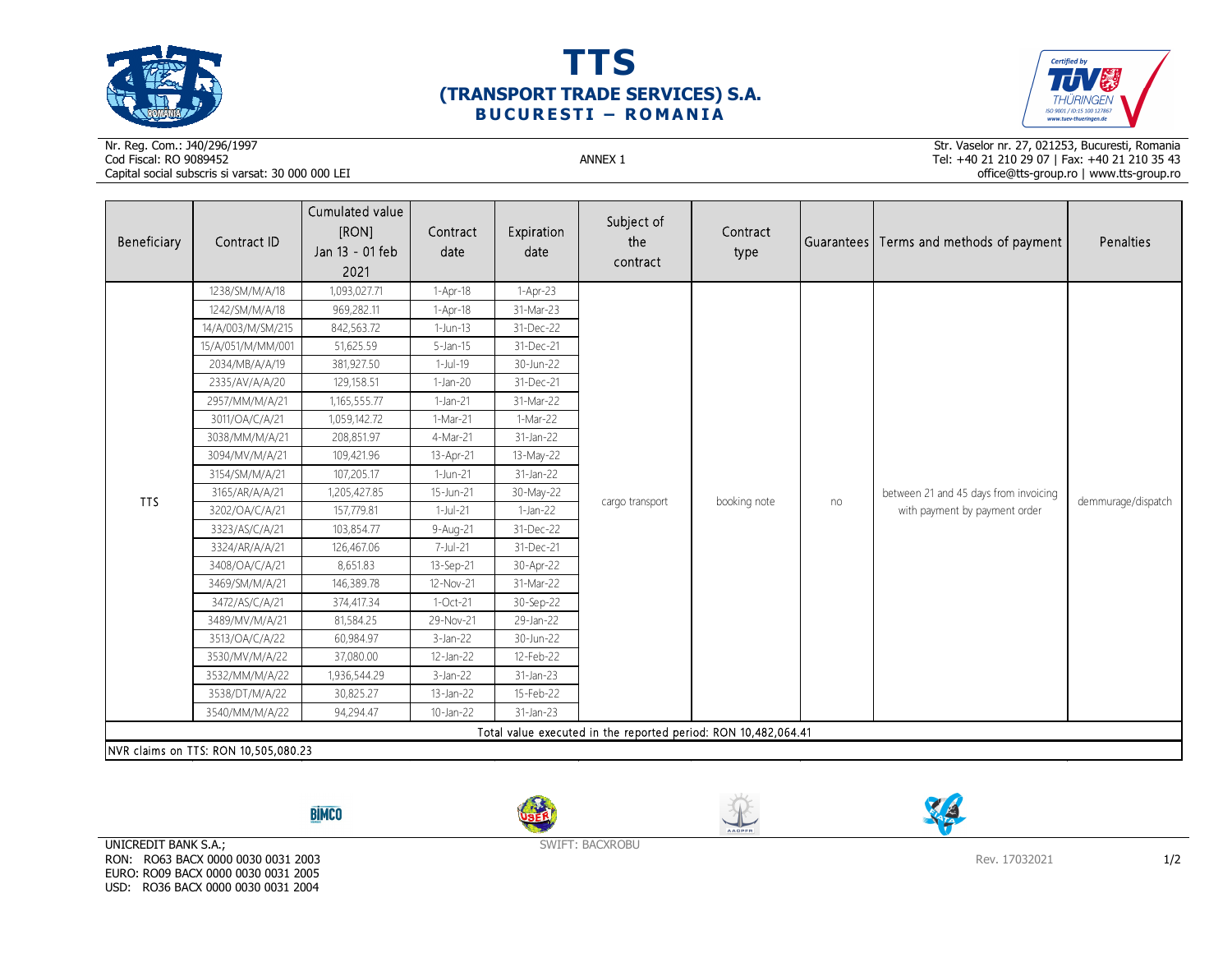# TTS
## (TRANSPORT TRADE SERVICES) S.A.
### BUCURESTI – ROMANIA

Nr. Reg. Com.: J40/296/1997
Cod Fiscal: RO 9089452
Capital social subscris si varsat: 30 000 000 LEI

ANNEX 1

Str. Vaselor nr. 27, 021253, Bucuresti, Romania
Tel: +40 21 210 29 07 | Fax: +40 21 210 35 43
office@tts-group.ro | www.tts-group.ro

| Beneficiary | Contract ID | Cumulated value [RON] Jan 13 - 01 feb 2021 | Contract date | Expiration date | Subject of the contract | Contract type | Guarantees | Terms and methods of payment | Penalties |
|---|---|---|---|---|---|---|---|---|---|
| TTS | 1238/SM/M/A/18 | 1,093,027.71 | 1-Apr-18 | 1-Apr-23 | cargo transport | booking note | no | between 21 and 45 days from invoicing with payment by payment order | demmurage/dispatch |
| | 1242/SM/M/A/18 | 969,282.11 | 1-Apr-18 | 31-Mar-23 | | | | | |
| | 14/A/003/M/SM/215 | 842,563.72 | 1-Jun-13 | 31-Dec-22 | | | | | |
| | 15/A/051/M/MM/001 | 51,625.59 | 5-Jan-15 | 31-Dec-21 | | | | | |
| | 2034/MB/A/A/19 | 381,927.50 | 1-Jul-19 | 30-Jun-22 | | | | | |
| | 2335/AV/A/A/20 | 129,158.51 | 1-Jan-20 | 31-Dec-21 | | | | | |
| | 2957/MM/M/A/21 | 1,165,555.77 | 1-Jan-21 | 31-Mar-22 | | | | | |
| | 3011/OA/C/A/21 | 1,059,142.72 | 1-Mar-21 | 1-Mar-22 | | | | | |
| | 3038/MM/M/A/21 | 208,851.97 | 4-Mar-21 | 31-Jan-22 | | | | | |
| | 3094/MV/M/A/21 | 109,421.96 | 13-Apr-21 | 13-May-22 | | | | | |
| | 3154/SM/M/A/21 | 107,205.17 | 1-Jun-21 | 31-Jan-22 | | | | | |
| | 3165/AR/A/A/21 | 1,205,427.85 | 15-Jun-21 | 30-May-22 | | | | | |
| | 3202/OA/C/A/21 | 157,779.81 | 1-Jul-21 | 1-Jan-22 | | | | | |
| | 3323/AS/C/A/21 | 103,854.77 | 9-Aug-21 | 31-Dec-22 | | | | | |
| | 3324/AR/A/A/21 | 126,467.06 | 7-Jul-21 | 31-Dec-21 | | | | | |
| | 3408/OA/C/A/21 | 8,651.83 | 13-Sep-21 | 30-Apr-22 | | | | | |
| | 3469/SM/M/A/21 | 146,389.78 | 12-Nov-21 | 31-Mar-22 | | | | | |
| | 3472/AS/C/A/21 | 374,417.34 | 1-Oct-21 | 30-Sep-22 | | | | | |
| | 3489/MV/M/A/21 | 81,584.25 | 29-Nov-21 | 29-Jan-22 | | | | | |
| | 3513/OA/C/A/22 | 60,984.97 | 3-Jan-22 | 30-Jun-22 | | | | | |
| | 3530/MV/M/A/22 | 37,080.00 | 12-Jan-22 | 12-Feb-22 | | | | | |
| | 3532/MM/M/A/22 | 1,936,544.29 | 3-Jan-22 | 31-Jan-23 | | | | | |
| | 3538/DT/M/A/22 | 30,825.27 | 13-Jan-22 | 15-Feb-22 | | | | | |
| | 3540/MM/M/A/22 | 94,294.47 | 10-Jan-22 | 31-Jan-23 | | | | | |
| Total value executed in the reported period: RON 10,482,064.41 | | | | | | | | | |
| NVR claims on TTS: RON 10,505,080.23 | | | | | | | | | |

UNICREDIT BANK S.A.;
RON: RO63 BACX 0000 0030 0031 2003
EURO: RO09 BACX 0000 0030 0031 2005
USD: RO36 BACX 0000 0030 0031 2004

SWIFT: BACXROBU

Rev. 17032021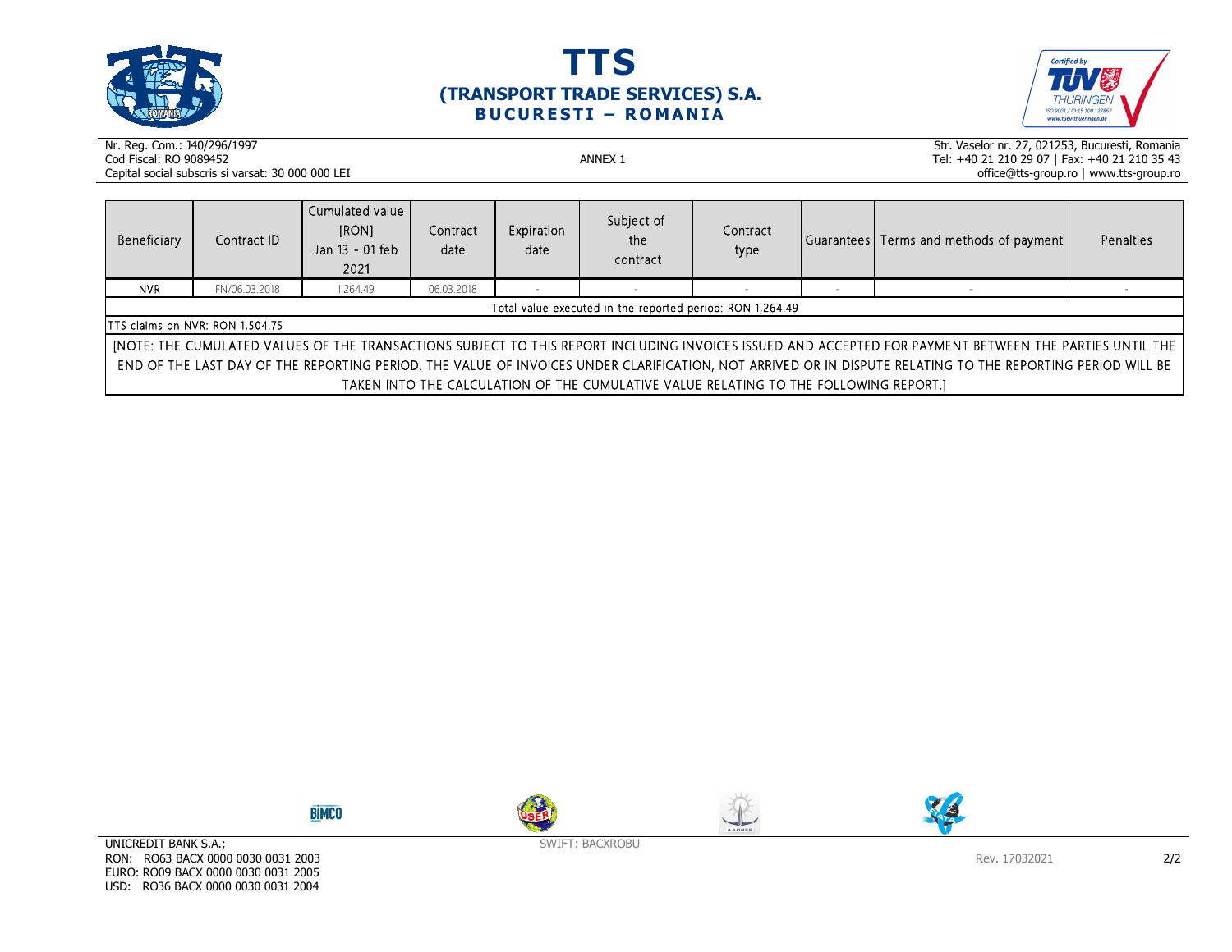# TTS

## (TRANSPORT TRADE SERVICES) S.A.

### BUCURESTI – ROMANIA

Nr. Reg. Com.: J40/296/1997
Cod Fiscal: RO 9089452
Capital social subscris si varsat: 30 000 000 LEI

ANNEX 1

Str. Vaselor nr. 27, 021253, Bucuresti, Romania
Tel: +40 21 210 29 07 | Fax: +40 21 210 35 43
office@tts-group.ro | www.tts-group.ro

| Beneficiary | Contract ID | Cumulated value [RON] Jan 13 - 01 feb 2021 | Contract date | Expiration date | Subject of the contract | Contract type | Guarantees | Terms and methods of payment | Penalties |
|---|---|---|---|---|---|---|---|---|---|
| NVR | FN/06.03.2018 | 1,264.49 | 06.03.2018 | - | - | - | - | - | - |
| Total value executed in the reported period: RON 1,264.49 | | | | | | | | | |
| TTS claims on NVR: RON 1,504.75 | | | | | | | | | |
| [NOTE: THE CUMULATED VALUES OF THE TRANSACTIONS SUBJECT TO THIS REPORT INCLUDING INVOICES ISSUED AND ACCEPTED FOR PAYMENT BETWEEN THE PARTIES UNTIL THE END OF THE LAST DAY OF THE REPORTING PERIOD. THE VALUE OF INVOICES UNDER CLARIFICATION, NOT ARRIVED OR IN DISPUTE RELATING TO THE REPORTING PERIOD WILL BE TAKEN INTO THE CALCULATION OF THE CUMULATIVE VALUE RELATING TO THE FOLLOWING REPORT.] | | | | | | | | | |

UNICREDIT BANK S.A.;
RON: RO63 BACX 0000 0030 0031 2003
EURO: RO09 BACX 0000 0030 0031 2005
USD: RO36 BACX 0000 0030 0031 2004

SWIFT: BACXROBU

Rev. 17032021